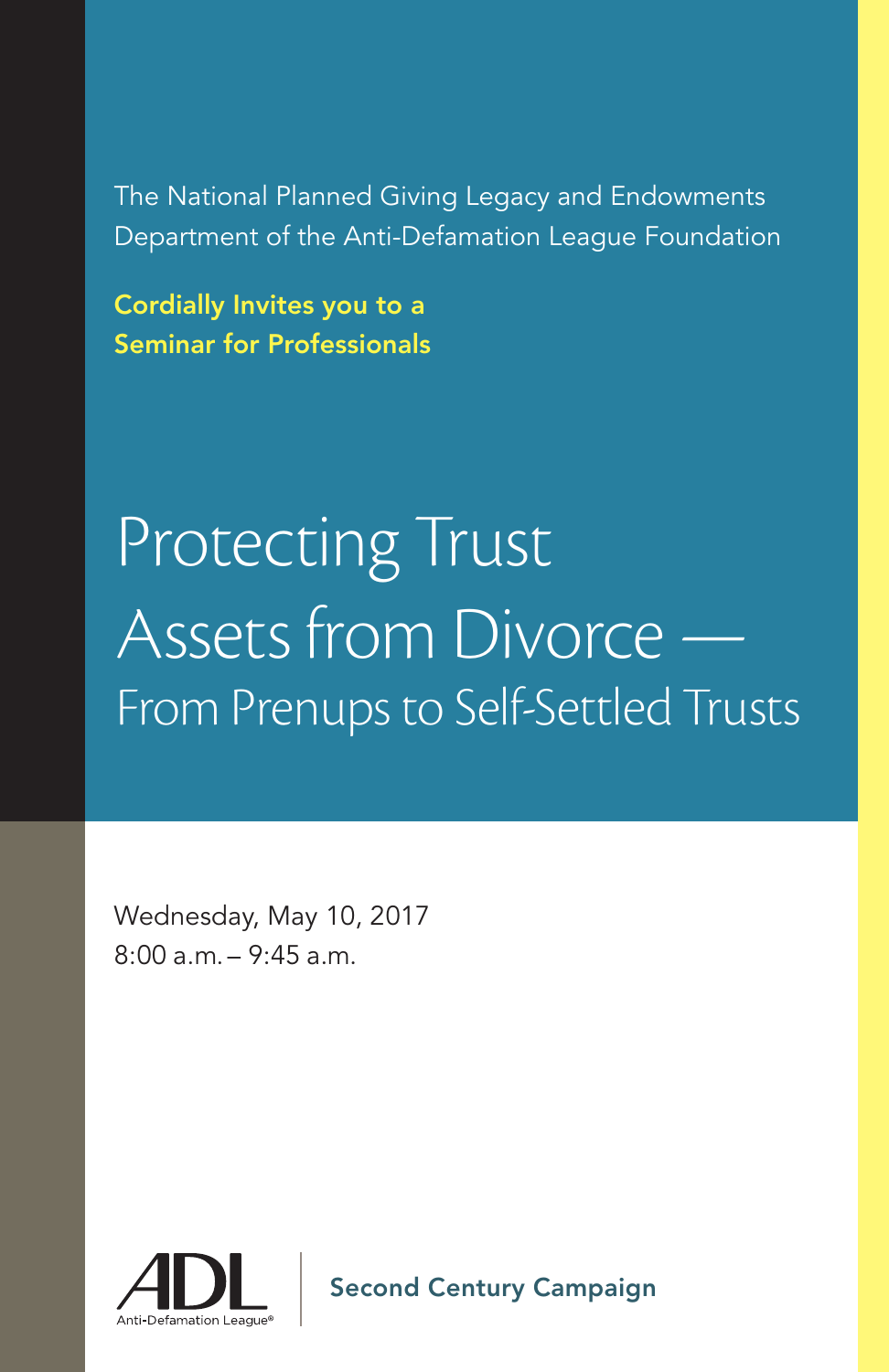The National Planned Giving Legacy and Endowments Department of the Anti-Defamation League Foundation

**Cordially Invites you to a Seminar for Professionals**

# Protecting Trust Assets from Divorce —

## From Prenups to Self-Settled Trusts

Wednesday, May 10, 2017
8:00 a.m. – 9:45 a.m.

ADL
Anti-Defamation League®

**Second Century Campaign**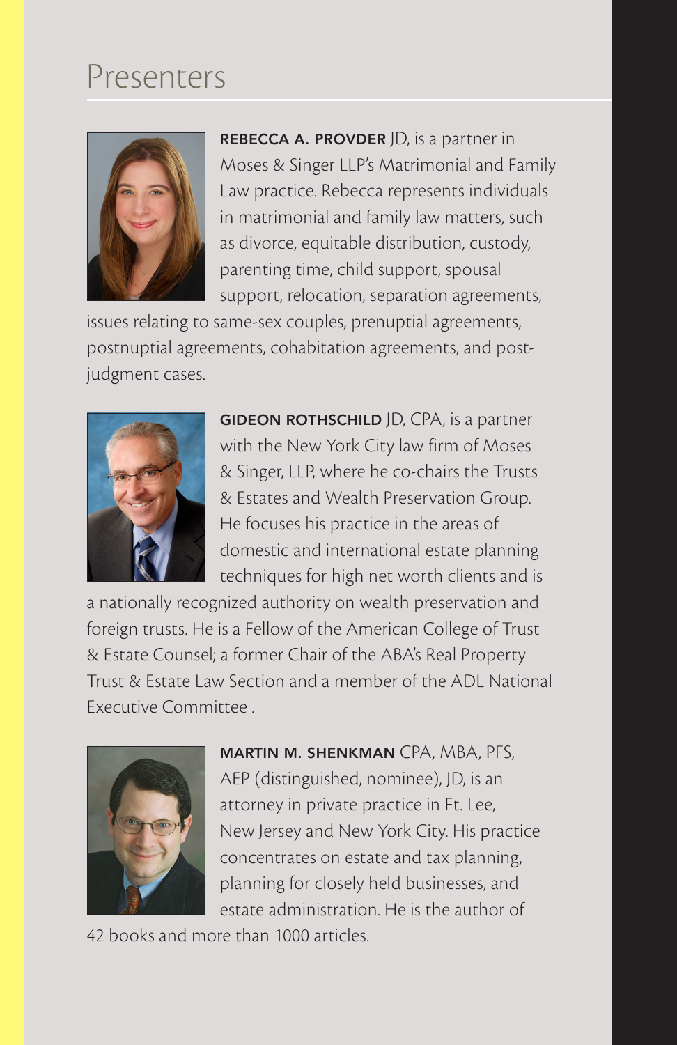# Presenters

**REBECCA A. PROVDER** JD, is a partner in Moses & Singer LLP's Matrimonial and Family Law practice. Rebecca represents individuals in matrimonial and family law matters, such as divorce, equitable distribution, custody, parenting time, child support, spousal support, relocation, separation agreements, issues relating to same-sex couples, prenuptial agreements, postnuptial agreements, cohabitation agreements, and post-judgment cases.

**GIDEON ROTHSCHILD** JD, CPA, is a partner with the New York City law firm of Moses & Singer, LLP, where he co-chairs the Trusts & Estates and Wealth Preservation Group. He focuses his practice in the areas of domestic and international estate planning techniques for high net worth clients and is a nationally recognized authority on wealth preservation and foreign trusts. He is a Fellow of the American College of Trust & Estate Counsel; a former Chair of the ABA's Real Property Trust & Estate Law Section and a member of the ADL National Executive Committee .

**MARTIN M. SHENKMAN** CPA, MBA, PFS, AEP (distinguished, nominee), JD, is an attorney in private practice in Ft. Lee, New Jersey and New York City. His practice concentrates on estate and tax planning, planning for closely held businesses, and estate administration. He is the author of 42 books and more than 1000 articles.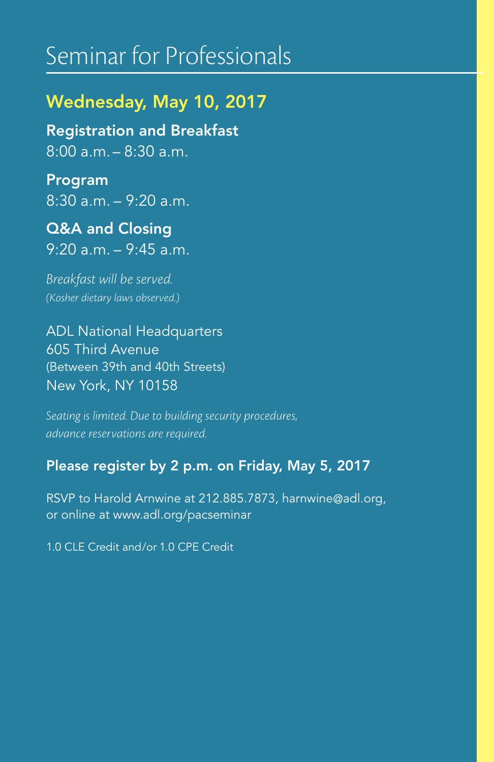# Seminar for Professionals

## Wednesday, May 10, 2017

**Registration and Breakfast**
8:00 a.m. – 8:30 a.m.

**Program**
8:30 a.m. – 9:20 a.m.

**Q&A and Closing**
9:20 a.m. – 9:45 a.m.

*Breakfast will be served.*
*(Kosher dietary laws observed.)*

ADL National Headquarters
605 Third Avenue
(Between 39th and 40th Streets)
New York, NY 10158

*Seating is limited. Due to building security procedures, advance reservations are required.*

**Please register by 2 p.m. on Friday, May 5, 2017**

RSVP to Harold Arnwine at 212.885.7873, harnwine@adl.org, or online at www.adl.org/pacseminar

1.0 CLE Credit and/or 1.0 CPE Credit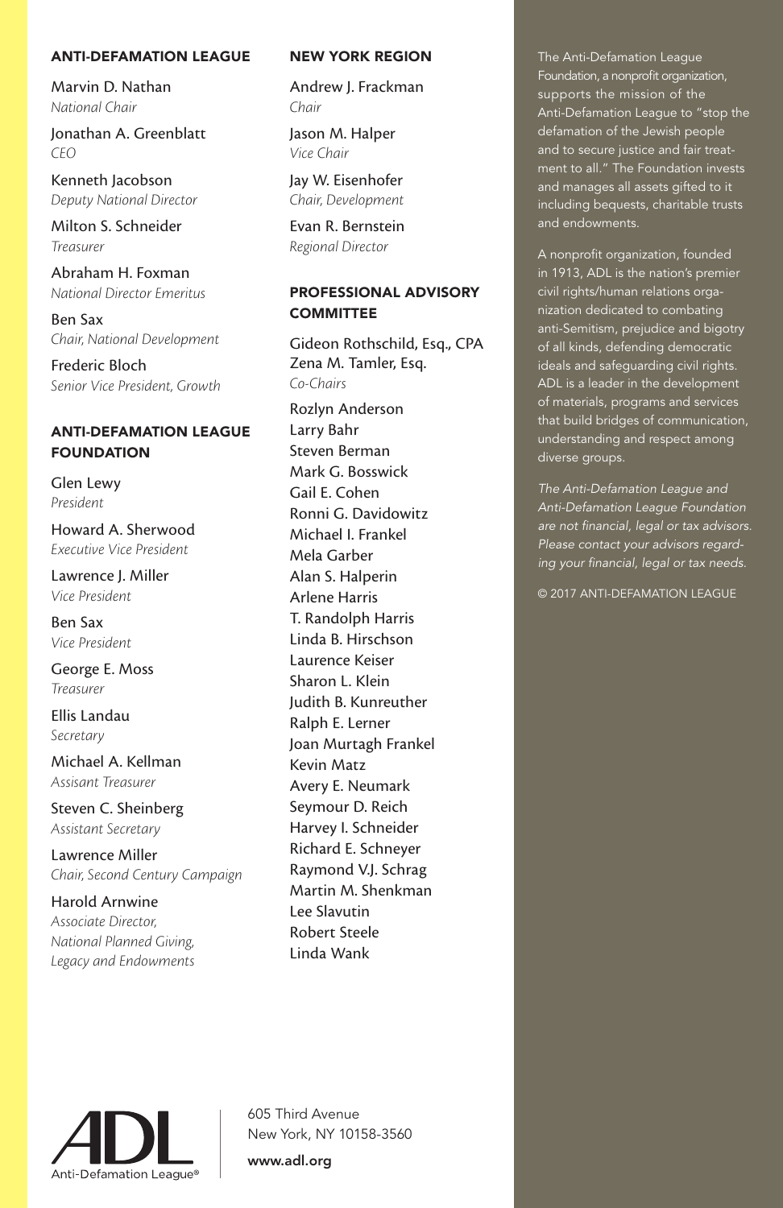## ANTI-DEFAMATION LEAGUE

Marvin D. Nathan
*National Chair*

Jonathan A. Greenblatt
*CEO*

Kenneth Jacobson
*Deputy National Director*

Milton S. Schneider
*Treasurer*

Abraham H. Foxman
*National Director Emeritus*

Ben Sax
*Chair, National Development*

Frederic Bloch
*Senior Vice President, Growth*

## ANTI-DEFAMATION LEAGUE FOUNDATION

Glen Lewy
*President*

Howard A. Sherwood
*Executive Vice President*

Lawrence J. Miller
*Vice President*

Ben Sax
*Vice President*

George E. Moss
*Treasurer*

Ellis Landau
*Secretary*

Michael A. Kellman
*Assisant Treasurer*

Steven C. Sheinberg
*Assistant Secretary*

Lawrence Miller
*Chair, Second Century Campaign*

Harold Arnwine
*Associate Director, National Planned Giving, Legacy and Endowments*

## NEW YORK REGION

Andrew J. Frackman
*Chair*

Jason M. Halper
*Vice Chair*

Jay W. Eisenhofer
*Chair, Development*

Evan R. Bernstein
*Regional Director*

## PROFESSIONAL ADVISORY COMMITTEE

Gideon Rothschild, Esq., CPA
Zena M. Tamler, Esq.
*Co-Chairs*

Rozlyn Anderson
Larry Bahr
Steven Berman
Mark G. Bosswick
Gail E. Cohen
Ronni G. Davidowitz
Michael I. Frankel
Mela Garber
Alan S. Halperin
Arlene Harris
T. Randolph Harris
Linda B. Hirschson
Laurence Keiser
Sharon L. Klein
Judith B. Kunreuther
Ralph E. Lerner
Joan Murtagh Frankel
Kevin Matz
Avery E. Neumark
Seymour D. Reich
Harvey I. Schneider
Richard E. Schneyer
Raymond V.J. Schrag
Martin M. Shenkman
Lee Slavutin
Robert Steele
Linda Wank

The Anti-Defamation League Foundation, a nonprofit organization, supports the mission of the Anti-Defamation League to "stop the defamation of the Jewish people and to secure justice and fair treatment to all." The Foundation invests and manages all assets gifted to it including bequests, charitable trusts and endowments.

A nonprofit organization, founded in 1913, ADL is the nation's premier civil rights/human relations organization dedicated to combating anti-Semitism, prejudice and bigotry of all kinds, defending democratic ideals and safeguarding civil rights. ADL is a leader in the development of materials, programs and services that build bridges of communication, understanding and respect among diverse groups.

*The Anti-Defamation League and Anti-Defamation League Foundation are not financial, legal or tax advisors. Please contact your advisors regarding your financial, legal or tax needs.*

© 2017 ANTI-DEFAMATION LEAGUE

ADL
Anti-Defamation League®

605 Third Avenue
New York, NY 10158-3560

**www.adl.org**